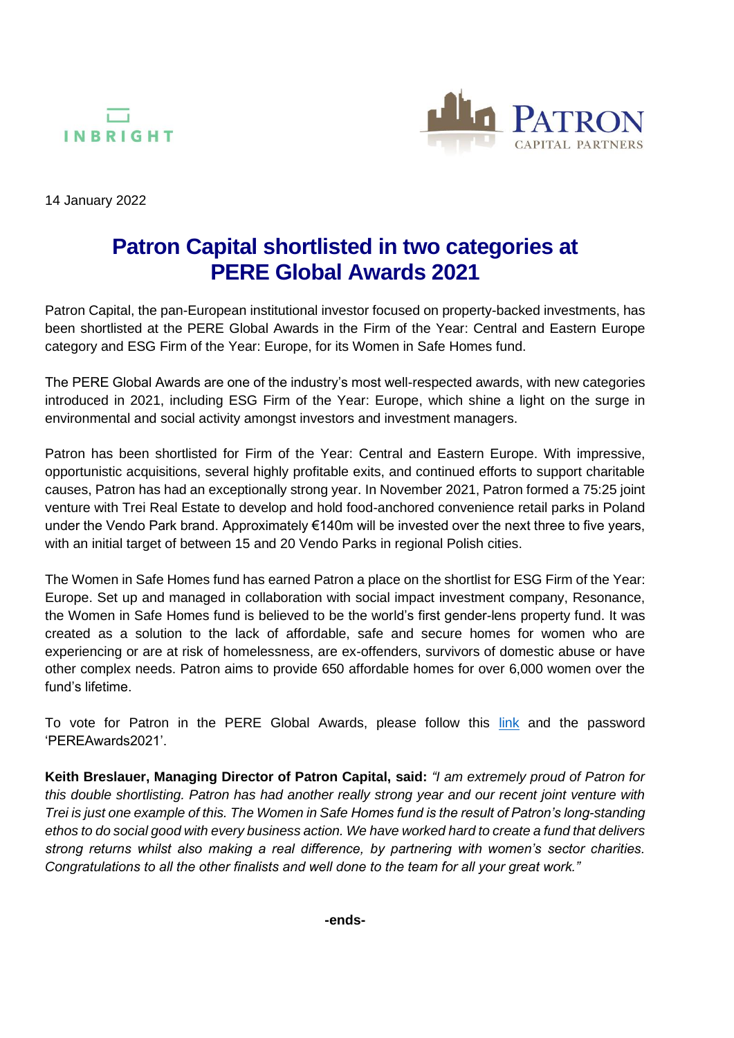INBRIGHT

PATRON CAPITAL PARTNERS

14 January 2022

# Patron Capital shortlisted in two categories at PERE Global Awards 2021

Patron Capital, the pan-European institutional investor focused on property-backed investments, has been shortlisted at the PERE Global Awards in the Firm of the Year: Central and Eastern Europe category and ESG Firm of the Year: Europe, for its Women in Safe Homes fund.

The PERE Global Awards are one of the industry's most well-respected awards, with new categories introduced in 2021, including ESG Firm of the Year: Europe, which shine a light on the surge in environmental and social activity amongst investors and investment managers.

Patron has been shortlisted for Firm of the Year: Central and Eastern Europe. With impressive, opportunistic acquisitions, several highly profitable exits, and continued efforts to support charitable causes, Patron has had an exceptionally strong year. In November 2021, Patron formed a 75:25 joint venture with Trei Real Estate to develop and hold food-anchored convenience retail parks in Poland under the Vendo Park brand. Approximately €140m will be invested over the next three to five years, with an initial target of between 15 and 20 Vendo Parks in regional Polish cities.

The Women in Safe Homes fund has earned Patron a place on the shortlist for ESG Firm of the Year: Europe. Set up and managed in collaboration with social impact investment company, Resonance, the Women in Safe Homes fund is believed to be the world's first gender-lens property fund. It was created as a solution to the lack of affordable, safe and secure homes for women who are experiencing or are at risk of homelessness, are ex-offenders, survivors of domestic abuse or have other complex needs. Patron aims to provide 650 affordable homes for over 6,000 women over the fund's lifetime.

To vote for Patron in the PERE Global Awards, please follow this link and the password 'PEREAwards2021'.

**Keith Breslauer, Managing Director of Patron Capital, said:** *"I am extremely proud of Patron for this double shortlisting. Patron has had another really strong year and our recent joint venture with Trei is just one example of this. The Women in Safe Homes fund is the result of Patron's long-standing ethos to do social good with every business action. We have worked hard to create a fund that delivers strong returns whilst also making a real difference, by partnering with women's sector charities. Congratulations to all the other finalists and well done to the team for all your great work."*

**-ends-**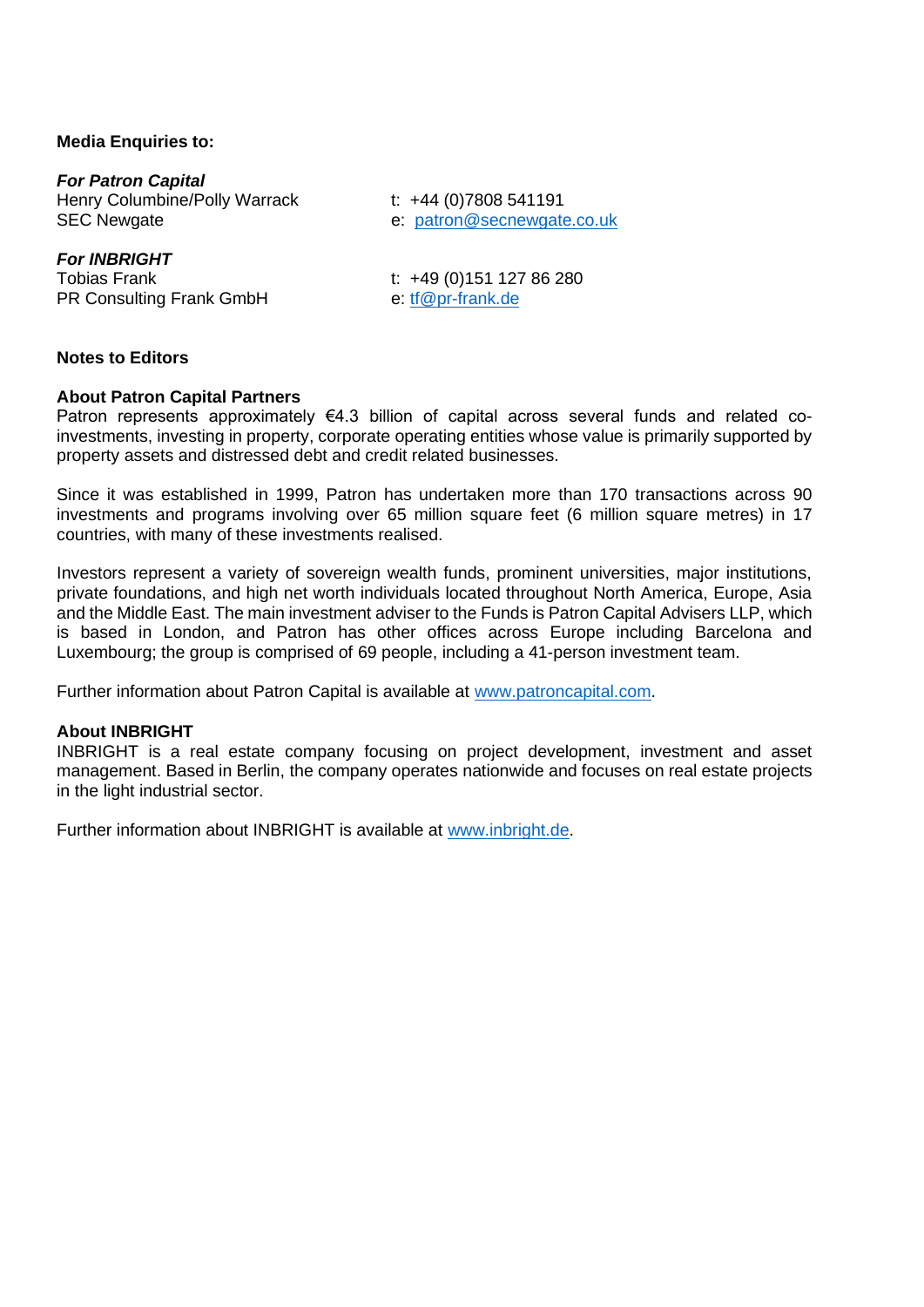**Media Enquiries to:**

***For Patron Capital***

Henry Columbine/Polly Warrack	t: +44 (0)7808 541191
SEC Newgate	e: patron@secnewgate.co.uk

***For INBRIGHT***

Tobias Frank	t: +49 (0)151 127 86 280
PR Consulting Frank GmbH	e: tf@pr-frank.de

**Notes to Editors**

**About Patron Capital Partners**

Patron represents approximately €4.3 billion of capital across several funds and related co-investments, investing in property, corporate operating entities whose value is primarily supported by property assets and distressed debt and credit related businesses.

Since it was established in 1999, Patron has undertaken more than 170 transactions across 90 investments and programs involving over 65 million square feet (6 million square metres) in 17 countries, with many of these investments realised.

Investors represent a variety of sovereign wealth funds, prominent universities, major institutions, private foundations, and high net worth individuals located throughout North America, Europe, Asia and the Middle East. The main investment adviser to the Funds is Patron Capital Advisers LLP, which is based in London, and Patron has other offices across Europe including Barcelona and Luxembourg; the group is comprised of 69 people, including a 41-person investment team.

Further information about Patron Capital is available at www.patroncapital.com.

**About INBRIGHT**

INBRIGHT is a real estate company focusing on project development, investment and asset management. Based in Berlin, the company operates nationwide and focuses on real estate projects in the light industrial sector.

Further information about INBRIGHT is available at www.inbright.de.